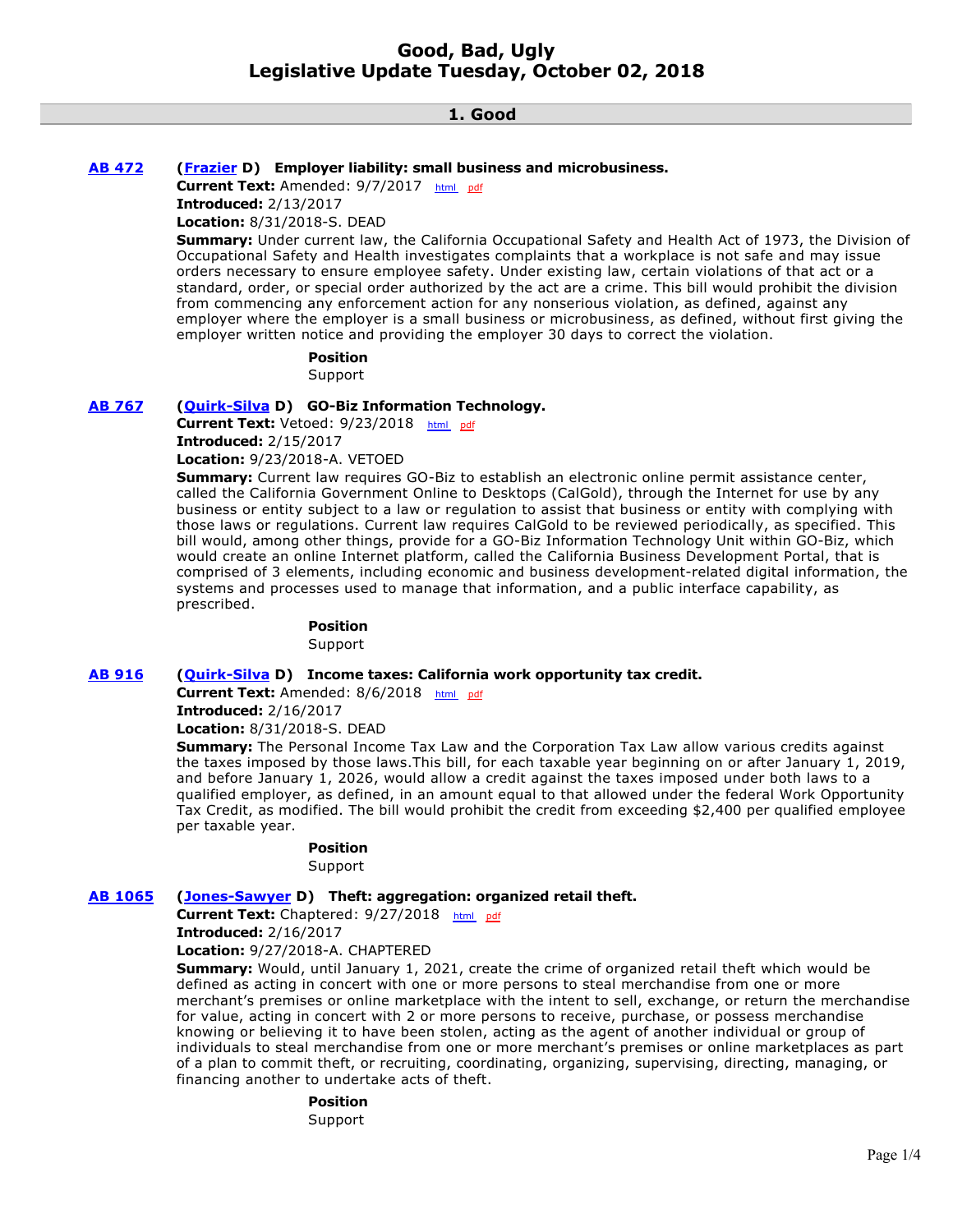# Good, Bad, Ugly
# Legislative Update Tuesday, October 02, 2018

## 1. Good

**AB 472** (**Frazier** D) **Employer liability: small business and microbusiness.**

**Current Text:** Amended: 9/7/2017 html pdf

**Introduced:** 2/13/2017

**Location:** 8/31/2018-S. DEAD

**Summary:** Under current law, the California Occupational Safety and Health Act of 1973, the Division of Occupational Safety and Health investigates complaints that a workplace is not safe and may issue orders necessary to ensure employee safety. Under existing law, certain violations of that act or a standard, order, or special order authorized by the act are a crime. This bill would prohibit the division from commencing any enforcement action for any nonserious violation, as defined, against any employer where the employer is a small business or microbusiness, as defined, without first giving the employer written notice and providing the employer 30 days to correct the violation.

**Position**
Support

**AB 767** (**Quirk-Silva** D) **GO-Biz Information Technology.**

**Current Text:** Vetoed: 9/23/2018 html pdf

**Introduced:** 2/15/2017

**Location:** 9/23/2018-A. VETOED

**Summary:** Current law requires GO-Biz to establish an electronic online permit assistance center, called the California Government Online to Desktops (CalGold), through the Internet for use by any business or entity subject to a law or regulation to assist that business or entity with complying with those laws or regulations. Current law requires CalGold to be reviewed periodically, as specified. This bill would, among other things, provide for a GO-Biz Information Technology Unit within GO-Biz, which would create an online Internet platform, called the California Business Development Portal, that is comprised of 3 elements, including economic and business development-related digital information, the systems and processes used to manage that information, and a public interface capability, as prescribed.

**Position**
Support

**AB 916** (**Quirk-Silva** D) **Income taxes: California work opportunity tax credit.**

**Current Text:** Amended: 8/6/2018 html pdf

**Introduced:** 2/16/2017

**Location:** 8/31/2018-S. DEAD

**Summary:** The Personal Income Tax Law and the Corporation Tax Law allow various credits against the taxes imposed by those laws.This bill, for each taxable year beginning on or after January 1, 2019, and before January 1, 2026, would allow a credit against the taxes imposed under both laws to a qualified employer, as defined, in an amount equal to that allowed under the federal Work Opportunity Tax Credit, as modified. The bill would prohibit the credit from exceeding $2,400 per qualified employee per taxable year.

**Position**
Support

**AB 1065** (**Jones-Sawyer** D) **Theft: aggregation: organized retail theft.**

**Current Text:** Chaptered: 9/27/2018 html pdf

**Introduced:** 2/16/2017

**Location:** 9/27/2018-A. CHAPTERED

**Summary:** Would, until January 1, 2021, create the crime of organized retail theft which would be defined as acting in concert with one or more persons to steal merchandise from one or more merchant's premises or online marketplace with the intent to sell, exchange, or return the merchandise for value, acting in concert with 2 or more persons to receive, purchase, or possess merchandise knowing or believing it to have been stolen, acting as the agent of another individual or group of individuals to steal merchandise from one or more merchant's premises or online marketplaces as part of a plan to commit theft, or recruiting, coordinating, organizing, supervising, directing, managing, or financing another to undertake acts of theft.

**Position**
Support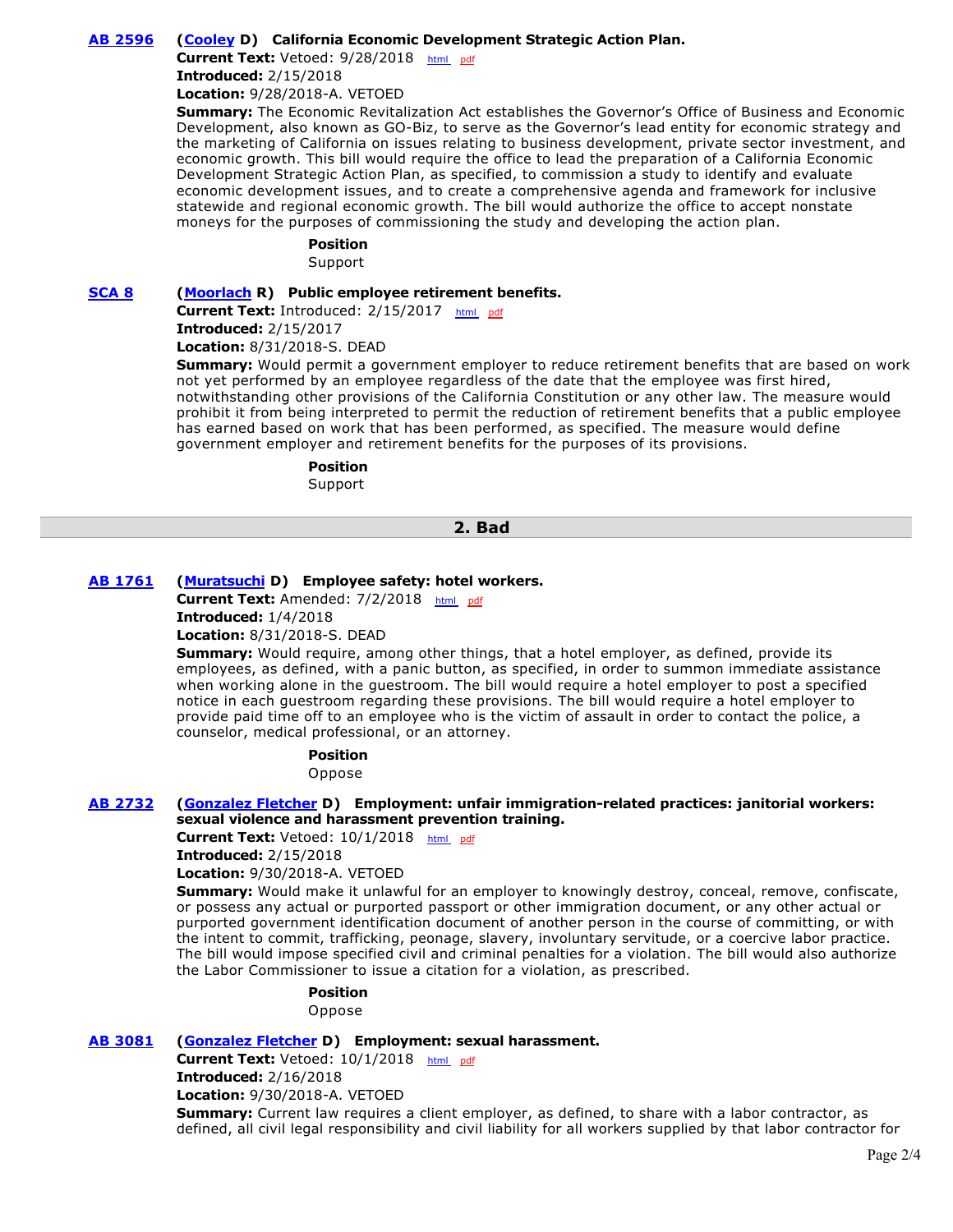**AB 2596** (**Cooley** D) **California Economic Development Strategic Action Plan.**

**Current Text:** Vetoed: 9/28/2018 html pdf

**Introduced:** 2/15/2018

**Location:** 9/28/2018-A. VETOED

**Summary:** The Economic Revitalization Act establishes the Governor's Office of Business and Economic Development, also known as GO-Biz, to serve as the Governor's lead entity for economic strategy and the marketing of California on issues relating to business development, private sector investment, and economic growth. This bill would require the office to lead the preparation of a California Economic Development Strategic Action Plan, as specified, to commission a study to identify and evaluate economic development issues, and to create a comprehensive agenda and framework for inclusive statewide and regional economic growth. The bill would authorize the office to accept nonstate moneys for the purposes of commissioning the study and developing the action plan.

**Position**

Support

**SCA 8** (**Moorlach** R) **Public employee retirement benefits.**

**Current Text:** Introduced: 2/15/2017 html pdf

**Introduced:** 2/15/2017

**Location:** 8/31/2018-S. DEAD

**Summary:** Would permit a government employer to reduce retirement benefits that are based on work not yet performed by an employee regardless of the date that the employee was first hired, notwithstanding other provisions of the California Constitution or any other law. The measure would prohibit it from being interpreted to permit the reduction of retirement benefits that a public employee has earned based on work that has been performed, as specified. The measure would define government employer and retirement benefits for the purposes of its provisions.

**Position**

Support

## 2. Bad

**AB 1761** (**Muratsuchi** D) **Employee safety: hotel workers.**

**Current Text:** Amended: 7/2/2018 html pdf

**Introduced:** 1/4/2018

**Location:** 8/31/2018-S. DEAD

**Summary:** Would require, among other things, that a hotel employer, as defined, provide its employees, as defined, with a panic button, as specified, in order to summon immediate assistance when working alone in the guestroom. The bill would require a hotel employer to post a specified notice in each guestroom regarding these provisions. The bill would require a hotel employer to provide paid time off to an employee who is the victim of assault in order to contact the police, a counselor, medical professional, or an attorney.

**Position**

Oppose

**AB 2732** (**Gonzalez Fletcher** D) **Employment: unfair immigration-related practices: janitorial workers: sexual violence and harassment prevention training.**

**Current Text:** Vetoed: 10/1/2018 html pdf

**Introduced:** 2/15/2018

**Location:** 9/30/2018-A. VETOED

**Summary:** Would make it unlawful for an employer to knowingly destroy, conceal, remove, confiscate, or possess any actual or purported passport or other immigration document, or any other actual or purported government identification document of another person in the course of committing, or with the intent to commit, trafficking, peonage, slavery, involuntary servitude, or a coercive labor practice. The bill would impose specified civil and criminal penalties for a violation. The bill would also authorize the Labor Commissioner to issue a citation for a violation, as prescribed.

**Position**

Oppose

**AB 3081** (**Gonzalez Fletcher** D) **Employment: sexual harassment.**

**Current Text:** Vetoed: 10/1/2018 html pdf

**Introduced:** 2/16/2018

**Location:** 9/30/2018-A. VETOED

**Summary:** Current law requires a client employer, as defined, to share with a labor contractor, as defined, all civil legal responsibility and civil liability for all workers supplied by that labor contractor for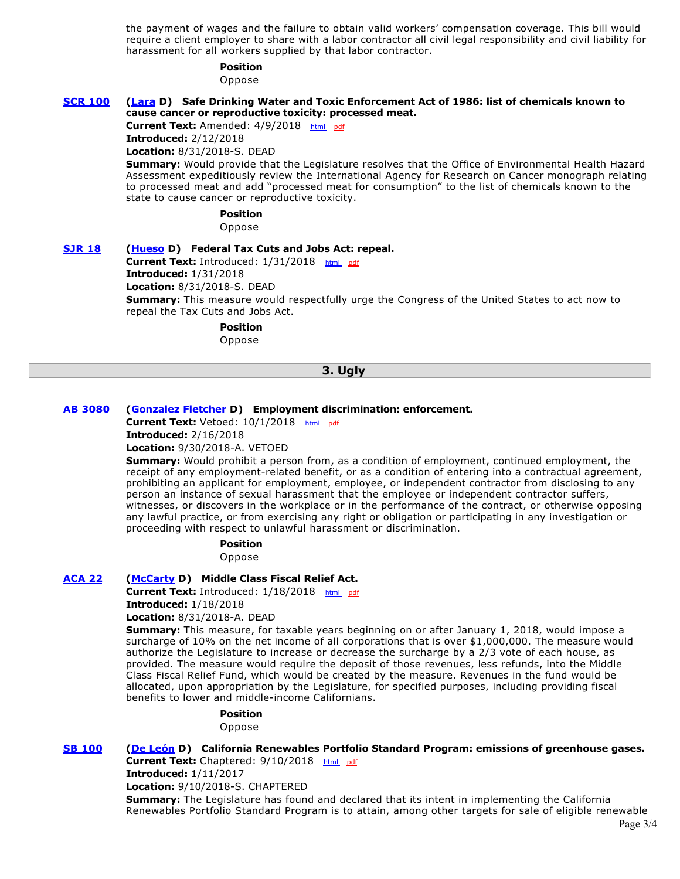the payment of wages and the failure to obtain valid workers' compensation coverage. This bill would require a client employer to share with a labor contractor all civil legal responsibility and civil liability for harassment for all workers supplied by that labor contractor.

**Position**
Oppose

**SCR 100** **(Lara D) Safe Drinking Water and Toxic Enforcement Act of 1986: list of chemicals known to cause cancer or reproductive toxicity: processed meat.**
**Current Text:** Amended: 4/9/2018 html pdf
**Introduced:** 2/12/2018
**Location:** 8/31/2018-S. DEAD
**Summary:** Would provide that the Legislature resolves that the Office of Environmental Health Hazard Assessment expeditiously review the International Agency for Research on Cancer monograph relating to processed meat and add "processed meat for consumption" to the list of chemicals known to the state to cause cancer or reproductive toxicity.

**Position**
Oppose

**SJR 18** **(Hueso D) Federal Tax Cuts and Jobs Act: repeal.**
**Current Text:** Introduced: 1/31/2018 html pdf
**Introduced:** 1/31/2018
**Location:** 8/31/2018-S. DEAD
**Summary:** This measure would respectfully urge the Congress of the United States to act now to repeal the Tax Cuts and Jobs Act.

**Position**
Oppose

## 3. Ugly

**AB 3080** **(Gonzalez Fletcher D) Employment discrimination: enforcement.**
**Current Text:** Vetoed: 10/1/2018 html pdf
**Introduced:** 2/16/2018
**Location:** 9/30/2018-A. VETOED
**Summary:** Would prohibit a person from, as a condition of employment, continued employment, the receipt of any employment-related benefit, or as a condition of entering into a contractual agreement, prohibiting an applicant for employment, employee, or independent contractor from disclosing to any person an instance of sexual harassment that the employee or independent contractor suffers, witnesses, or discovers in the workplace or in the performance of the contract, or otherwise opposing any lawful practice, or from exercising any right or obligation or participating in any investigation or proceeding with respect to unlawful harassment or discrimination.

**Position**
Oppose

**ACA 22** **(McCarty D) Middle Class Fiscal Relief Act.**
**Current Text:** Introduced: 1/18/2018 html pdf
**Introduced:** 1/18/2018
**Location:** 8/31/2018-A. DEAD
**Summary:** This measure, for taxable years beginning on or after January 1, 2018, would impose a surcharge of 10% on the net income of all corporations that is over $1,000,000. The measure would authorize the Legislature to increase or decrease the surcharge by a 2/3 vote of each house, as provided. The measure would require the deposit of those revenues, less refunds, into the Middle Class Fiscal Relief Fund, which would be created by the measure. Revenues in the fund would be allocated, upon appropriation by the Legislature, for specified purposes, including providing fiscal benefits to lower and middle-income Californians.

**Position**
Oppose

**SB 100** **(De León D) California Renewables Portfolio Standard Program: emissions of greenhouse gases.**
**Current Text:** Chaptered: 9/10/2018 html pdf
**Introduced:** 1/11/2017
**Location:** 9/10/2018-S. CHAPTERED
**Summary:** The Legislature has found and declared that its intent in implementing the California Renewables Portfolio Standard Program is to attain, among other targets for sale of eligible renewable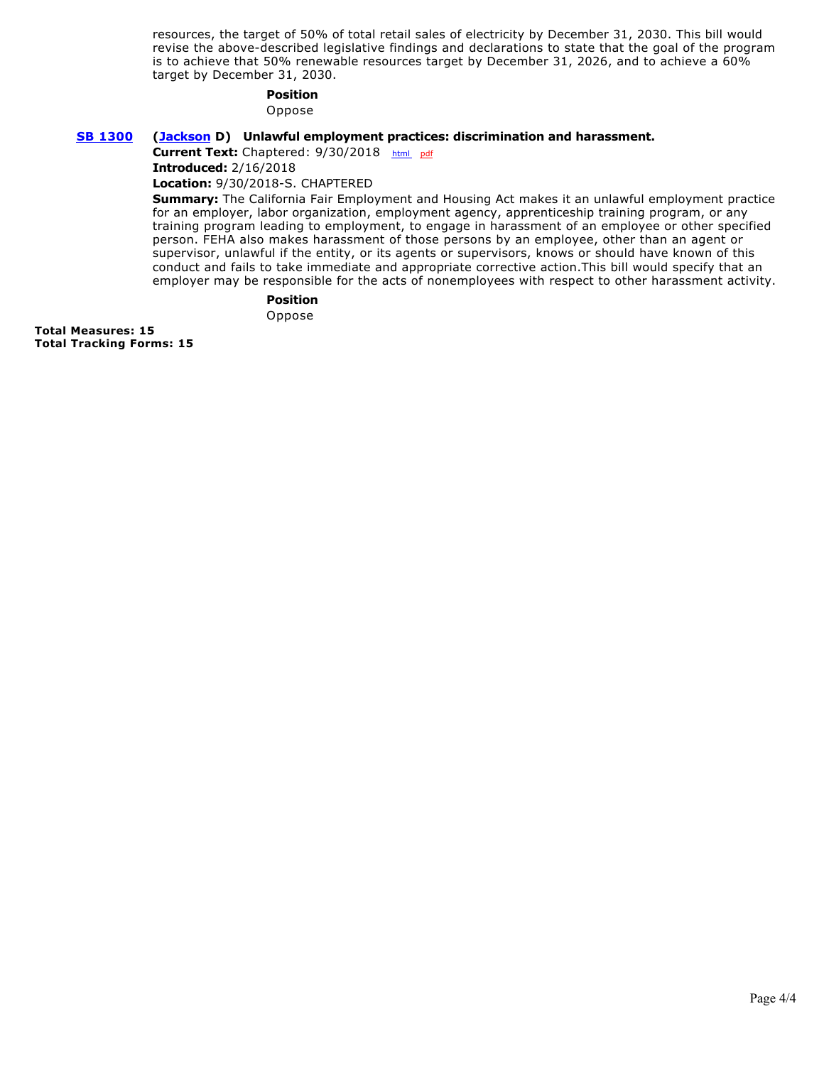resources, the target of 50% of total retail sales of electricity by December 31, 2030. This bill would revise the above-described legislative findings and declarations to state that the goal of the program is to achieve that 50% renewable resources target by December 31, 2026, and to achieve a 60% target by December 31, 2030.

**Position**

Oppose

**SB 1300** (**Jackson** D) **Unlawful employment practices: discrimination and harassment.**

**Current Text:** Chaptered: 9/30/2018 html pdf

**Introduced:** 2/16/2018

**Location:** 9/30/2018-S. CHAPTERED

**Summary:** The California Fair Employment and Housing Act makes it an unlawful employment practice for an employer, labor organization, employment agency, apprenticeship training program, or any training program leading to employment, to engage in harassment of an employee or other specified person. FEHA also makes harassment of those persons by an employee, other than an agent or supervisor, unlawful if the entity, or its agents or supervisors, knows or should have known of this conduct and fails to take immediate and appropriate corrective action.This bill would specify that an employer may be responsible for the acts of nonemployees with respect to other harassment activity.

**Position**

Oppose

**Total Measures: 15**
**Total Tracking Forms: 15**